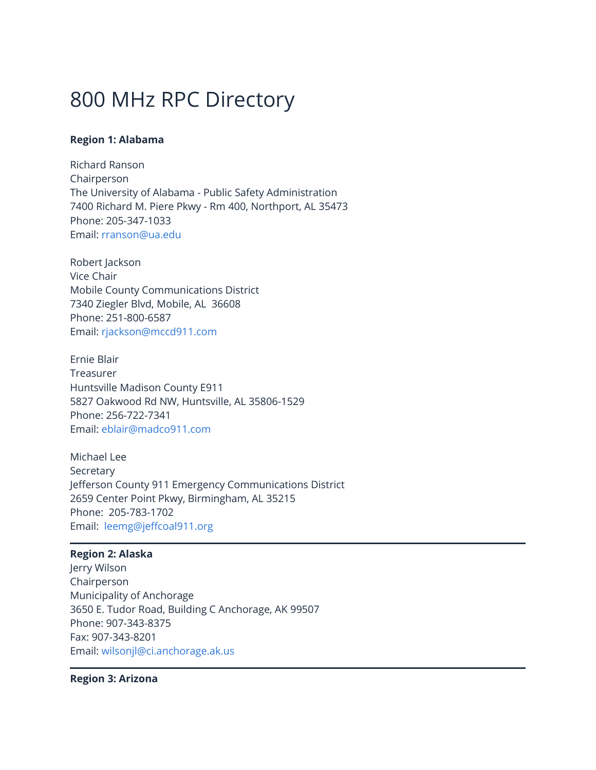# 800 MHz RPC Directory

**Region 1: Alabama**

Richard Ranson
Chairperson
The University of Alabama - Public Safety Administration
7400 Richard M. Piere Pkwy - Rm 400, Northport, AL 35473
Phone: 205-347-1033
Email: rranson@ua.edu

Robert Jackson
Vice Chair
Mobile County Communications District
7340 Ziegler Blvd, Mobile, AL 36608
Phone: 251-800-6587
Email: rjackson@mccd911.com

Ernie Blair
Treasurer
Huntsville Madison County E911
5827 Oakwood Rd NW, Huntsville, AL 35806-1529
Phone: 256-722-7341
Email: eblair@madco911.com

Michael Lee
Secretary
Jefferson County 911 Emergency Communications District
2659 Center Point Pkwy, Birmingham, AL 35215
Phone: 205-783-1702
Email: leemg@jeffcoal911.org

---

**Region 2: Alaska**
Jerry Wilson
Chairperson
Municipality of Anchorage
3650 E. Tudor Road, Building C Anchorage, AK 99507
Phone: 907-343-8375
Fax: 907-343-8201
Email: wilsonjl@ci.anchorage.ak.us

---

**Region 3: Arizona**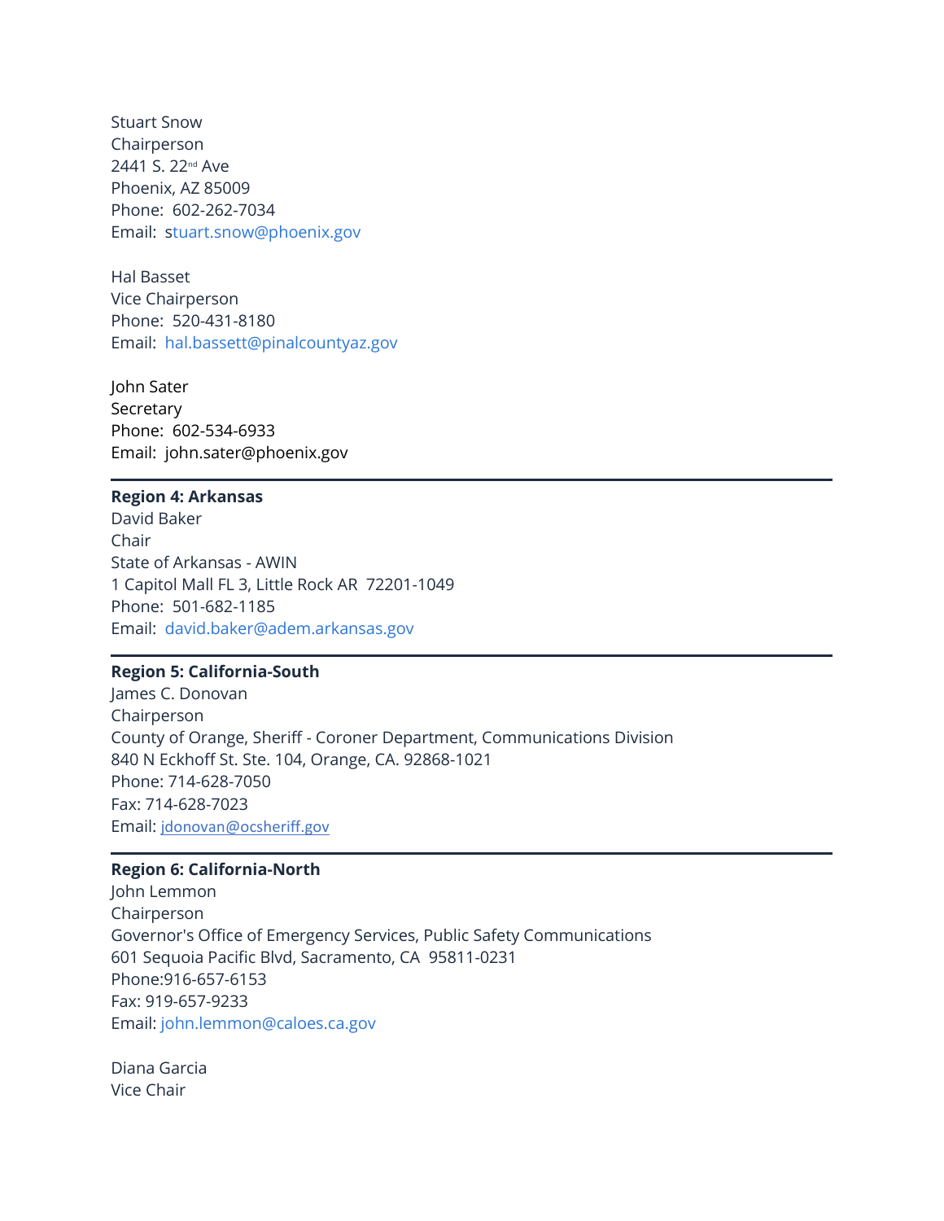Stuart Snow
Chairperson
2441 S. 22nd Ave
Phoenix, AZ 85009
Phone: 602-262-7034
Email: stuart.snow@phoenix.gov

Hal Basset
Vice Chairperson
Phone: 520-431-8180
Email: hal.bassett@pinalcountyaz.gov

John Sater
Secretary
Phone: 602-534-6933
Email: john.sater@phoenix.gov

---

**Region 4: Arkansas**
David Baker
Chair
State of Arkansas - AWIN
1 Capitol Mall FL 3, Little Rock AR 72201-1049
Phone: 501-682-1185
Email: david.baker@adem.arkansas.gov

---

**Region 5: California-South**
James C. Donovan
Chairperson
County of Orange, Sheriff - Coroner Department, Communications Division
840 N Eckhoff St. Ste. 104, Orange, CA. 92868-1021
Phone: 714-628-7050
Fax: 714-628-7023
Email: jdonovan@ocsheriff.gov

---

**Region 6: California-North**
John Lemmon
Chairperson
Governor's Office of Emergency Services, Public Safety Communications
601 Sequoia Pacific Blvd, Sacramento, CA 95811-0231
Phone:916-657-6153
Fax: 919-657-9233
Email: john.lemmon@caloes.ca.gov

Diana Garcia
Vice Chair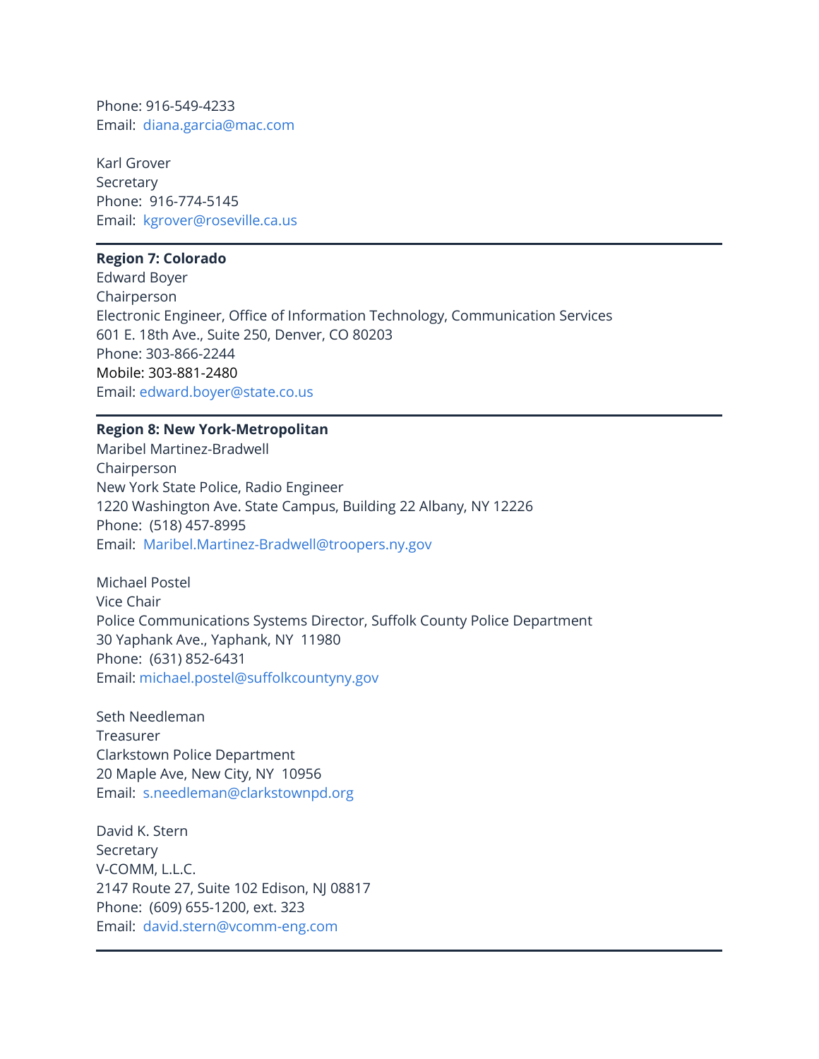Phone: 916-549-4233
Email: diana.garcia@mac.com

Karl Grover
Secretary
Phone: 916-774-5145
Email: kgrover@roseville.ca.us

---

**Region 7: Colorado**
Edward Boyer
Chairperson
Electronic Engineer, Office of Information Technology, Communication Services
601 E. 18th Ave., Suite 250, Denver, CO 80203
Phone: 303-866-2244
Mobile: 303-881-2480
Email: edward.boyer@state.co.us

---

**Region 8: New York-Metropolitan**
Maribel Martinez-Bradwell
Chairperson
New York State Police, Radio Engineer
1220 Washington Ave. State Campus, Building 22 Albany, NY 12226
Phone: (518) 457-8995
Email: Maribel.Martinez-Bradwell@troopers.ny.gov

Michael Postel
Vice Chair
Police Communications Systems Director, Suffolk County Police Department
30 Yaphank Ave., Yaphank, NY 11980
Phone: (631) 852-6431
Email: michael.postel@suffolkcountyny.gov

Seth Needleman
Treasurer
Clarkstown Police Department
20 Maple Ave, New City, NY 10956
Email: s.needleman@clarkstownpd.org

David K. Stern
Secretary
V-COMM, L.L.C.
2147 Route 27, Suite 102 Edison, NJ 08817
Phone: (609) 655-1200, ext. 323
Email: david.stern@vcomm-eng.com

---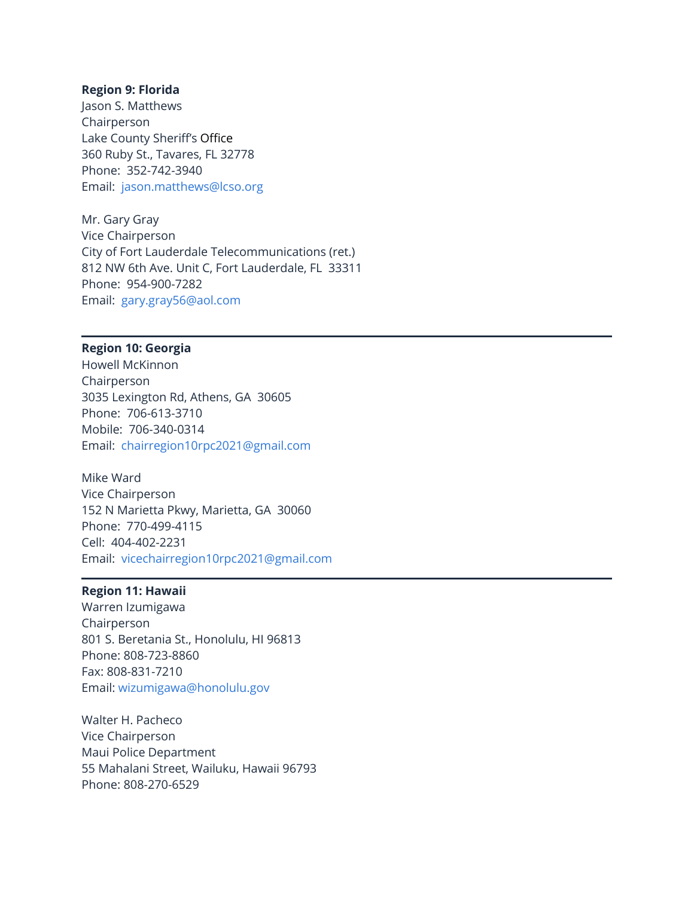**Region 9: Florida**
Jason S. Matthews
Chairperson
Lake County Sheriff's Office
360 Ruby St., Tavares, FL 32778
Phone: 352-742-3940
Email: jason.matthews@lcso.org

Mr. Gary Gray
Vice Chairperson
City of Fort Lauderdale Telecommunications (ret.)
812 NW 6th Ave. Unit C, Fort Lauderdale, FL 33311
Phone: 954-900-7282
Email: gary.gray56@aol.com

---

**Region 10: Georgia**
Howell McKinnon
Chairperson
3035 Lexington Rd, Athens, GA 30605
Phone: 706-613-3710
Mobile: 706-340-0314
Email: chairregion10rpc2021@gmail.com

Mike Ward
Vice Chairperson
152 N Marietta Pkwy, Marietta, GA 30060
Phone: 770-499-4115
Cell: 404-402-2231
Email: vicechairregion10rpc2021@gmail.com

---

**Region 11: Hawaii**
Warren Izumigawa
Chairperson
801 S. Beretania St., Honolulu, HI 96813
Phone: 808-723-8860
Fax: 808-831-7210
Email: wizumigawa@honolulu.gov

Walter H. Pacheco
Vice Chairperson
Maui Police Department
55 Mahalani Street, Wailuku, Hawaii 96793
Phone: 808-270-6529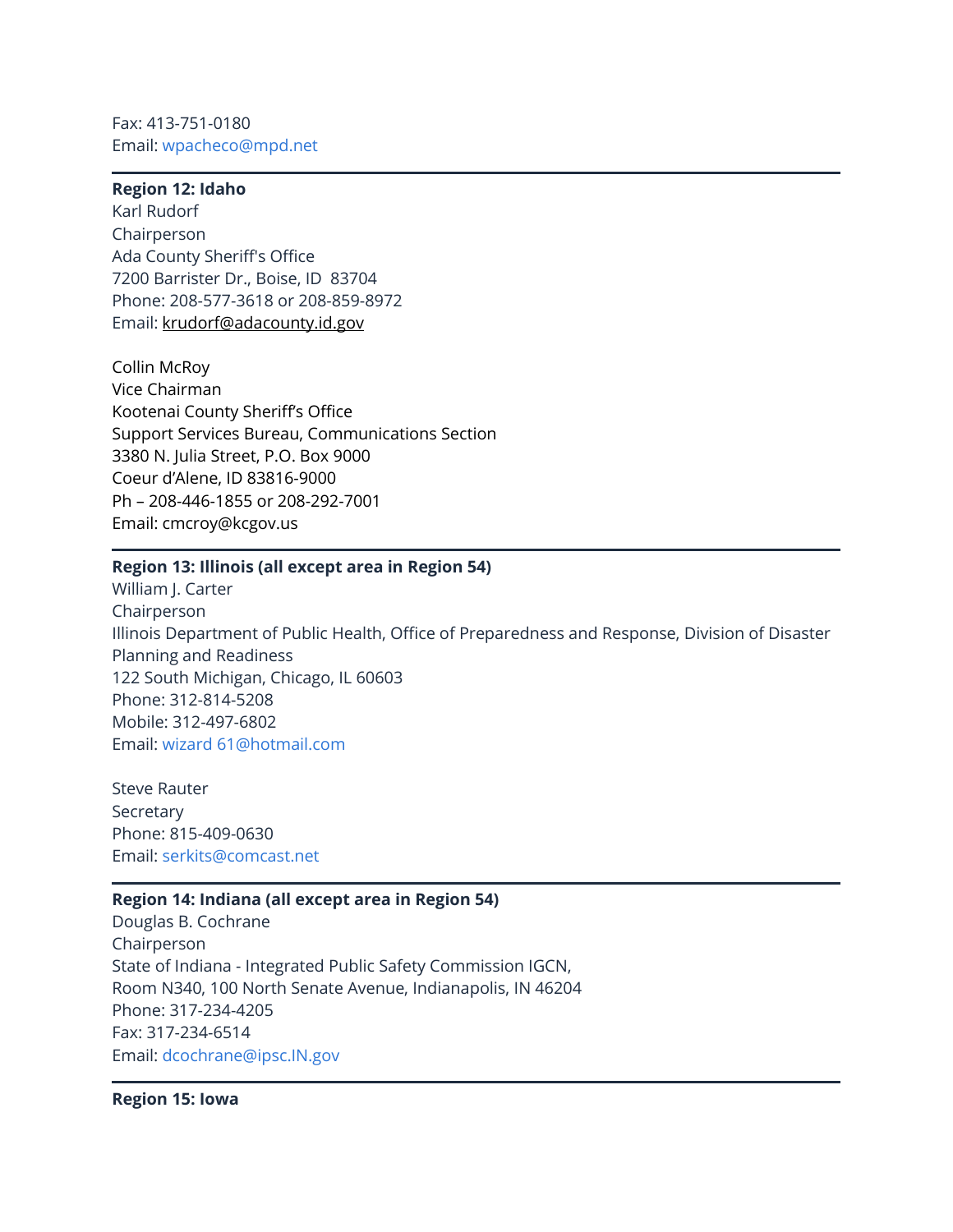Fax: 413-751-0180
Email: wpacheco@mpd.net

---

**Region 12: Idaho**
Karl Rudorf
Chairperson
Ada County Sheriff's Office
7200 Barrister Dr., Boise, ID  83704
Phone: 208-577-3618 or 208-859-8972
Email: krudorf@adacounty.id.gov

Collin McRoy
Vice Chairman
Kootenai County Sheriff's Office
Support Services Bureau, Communications Section
3380 N. Julia Street, P.O. Box 9000
Coeur d'Alene, ID 83816-9000
Ph – 208-446-1855 or 208-292-7001
Email: cmcroy@kcgov.us

---

**Region 13: Illinois (all except area in Region 54)**
William J. Carter
Chairperson
Illinois Department of Public Health, Office of Preparedness and Response, Division of Disaster Planning and Readiness
122 South Michigan, Chicago, IL 60603
Phone: 312-814-5208
Mobile: 312-497-6802
Email: wizard 61@hotmail.com

Steve Rauter
Secretary
Phone: 815-409-0630
Email: serkits@comcast.net

---

**Region 14: Indiana (all except area in Region 54)**
Douglas B. Cochrane
Chairperson
State of Indiana - Integrated Public Safety Commission IGCN,
Room N340, 100 North Senate Avenue, Indianapolis, IN 46204
Phone: 317-234-4205
Fax: 317-234-6514
Email: dcochrane@ipsc.IN.gov

---

**Region 15: Iowa**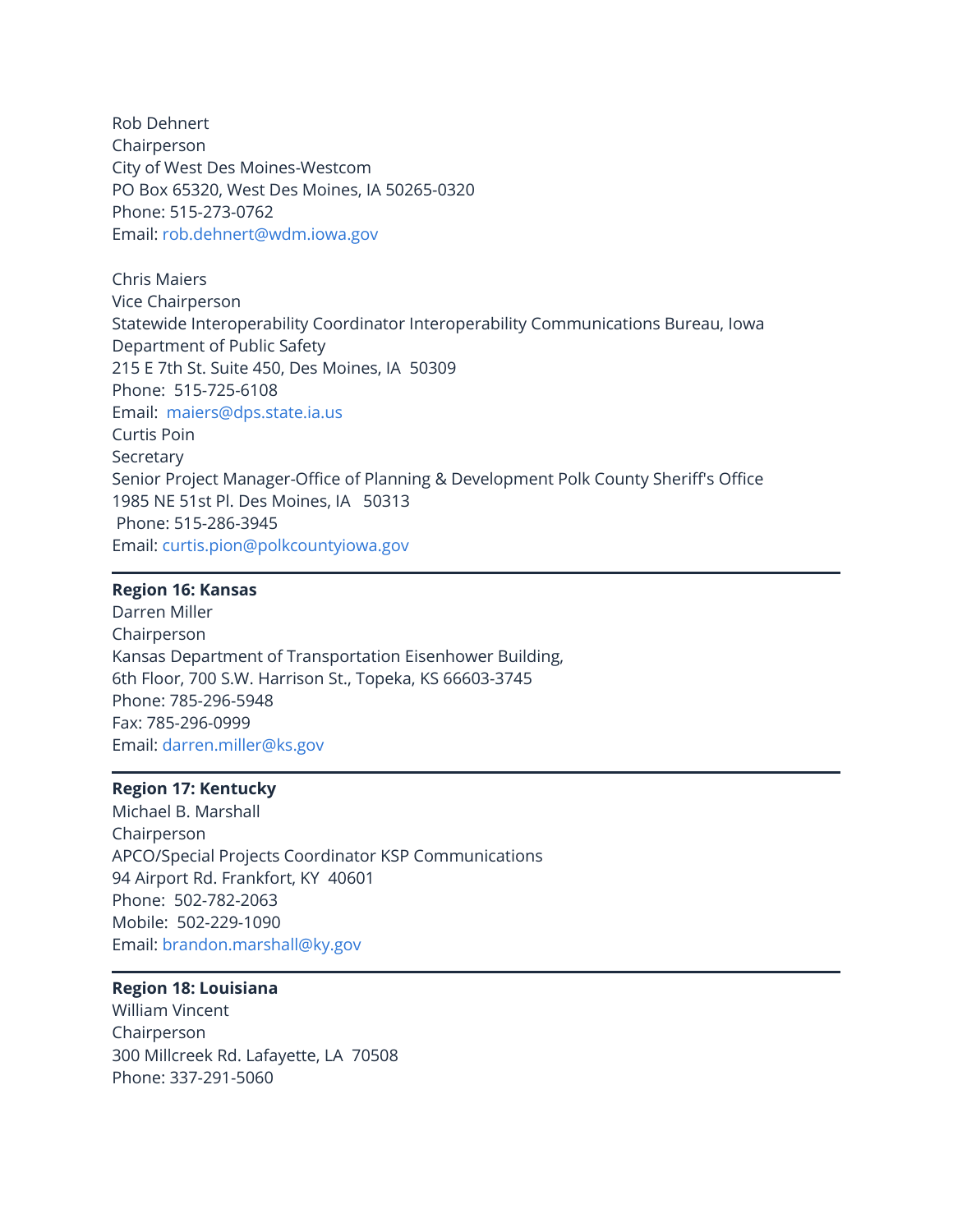Rob Dehnert
Chairperson
City of West Des Moines-Westcom
PO Box 65320, West Des Moines, IA 50265-0320
Phone: 515-273-0762
Email: rob.dehnert@wdm.iowa.gov

Chris Maiers
Vice Chairperson
Statewide Interoperability Coordinator Interoperability Communications Bureau, Iowa Department of Public Safety
215 E 7th St. Suite 450, Des Moines, IA 50309
Phone: 515-725-6108
Email: maiers@dps.state.ia.us
Curtis Poin
Secretary
Senior Project Manager-Office of Planning & Development Polk County Sheriff's Office
1985 NE 51st Pl. Des Moines, IA 50313
Phone: 515-286-3945
Email: curtis.pion@polkcountyiowa.gov

---

**Region 16: Kansas**
Darren Miller
Chairperson
Kansas Department of Transportation Eisenhower Building,
6th Floor, 700 S.W. Harrison St., Topeka, KS 66603-3745
Phone: 785-296-5948
Fax: 785-296-0999
Email: darren.miller@ks.gov

---

**Region 17: Kentucky**
Michael B. Marshall
Chairperson
APCO/Special Projects Coordinator KSP Communications
94 Airport Rd. Frankfort, KY 40601
Phone: 502-782-2063
Mobile: 502-229-1090
Email: brandon.marshall@ky.gov

---

**Region 18: Louisiana**
William Vincent
Chairperson
300 Millcreek Rd. Lafayette, LA 70508
Phone: 337-291-5060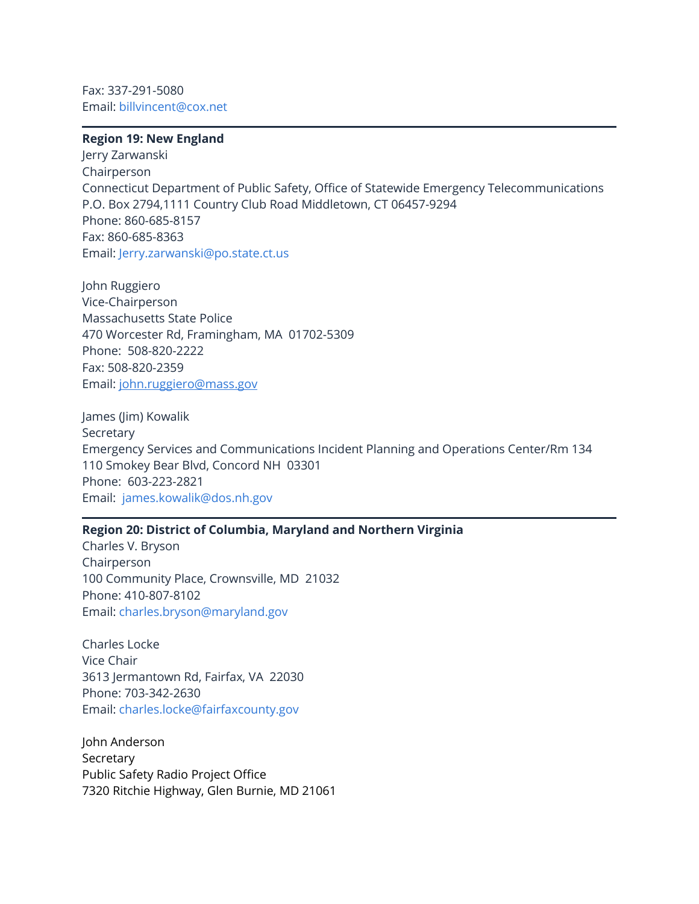Fax: 337-291-5080
Email: billvincent@cox.net

---

**Region 19: New England**
Jerry Zarwanski
Chairperson
Connecticut Department of Public Safety, Office of Statewide Emergency Telecommunications
P.O. Box 2794,1111 Country Club Road Middletown, CT 06457-9294
Phone: 860-685-8157
Fax: 860-685-8363
Email: Jerry.zarwanski@po.state.ct.us

John Ruggiero
Vice-Chairperson
Massachusetts State Police
470 Worcester Rd, Framingham, MA 01702-5309
Phone: 508-820-2222
Fax: 508-820-2359
Email: john.ruggiero@mass.gov

James (Jim) Kowalik
Secretary
Emergency Services and Communications Incident Planning and Operations Center/Rm 134
110 Smokey Bear Blvd, Concord NH 03301
Phone: 603-223-2821
Email: james.kowalik@dos.nh.gov

---

**Region 20: District of Columbia, Maryland and Northern Virginia**
Charles V. Bryson
Chairperson
100 Community Place, Crownsville, MD 21032
Phone: 410-807-8102
Email: charles.bryson@maryland.gov

Charles Locke
Vice Chair
3613 Jermantown Rd, Fairfax, VA 22030
Phone: 703-342-2630
Email: charles.locke@fairfaxcounty.gov

John Anderson
Secretary
Public Safety Radio Project Office
7320 Ritchie Highway, Glen Burnie, MD 21061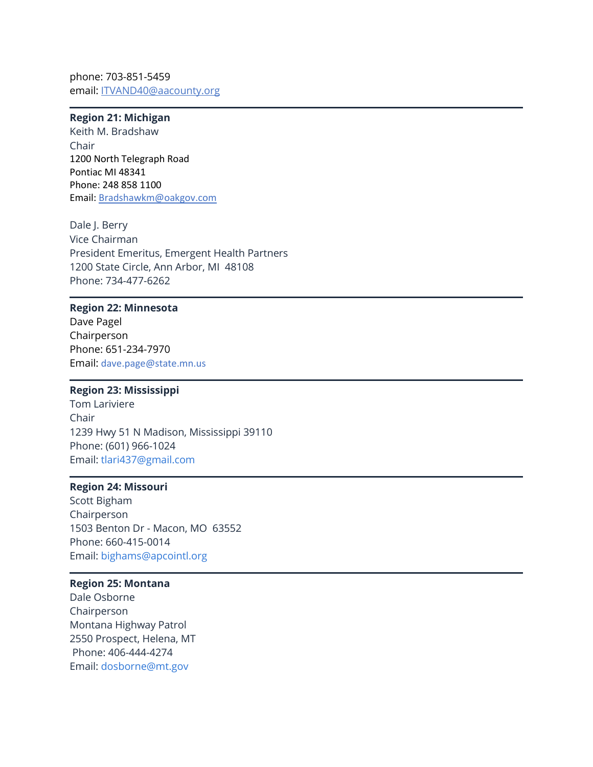phone: 703-851-5459
email: ITVAND40@aacounty.org

---

**Region 21: Michigan**
Keith M. Bradshaw
Chair
1200 North Telegraph Road
Pontiac MI 48341
Phone: 248 858 1100
Email: Bradshawkm@oakgov.com

Dale J. Berry
Vice Chairman
President Emeritus, Emergent Health Partners
1200 State Circle, Ann Arbor, MI 48108
Phone: 734-477-6262

---

**Region 22: Minnesota**
Dave Pagel
Chairperson
Phone: 651-234-7970
Email: dave.page@state.mn.us

---

**Region 23: Mississippi**
Tom Lariviere
Chair
1239 Hwy 51 N Madison, Mississippi 39110
Phone: (601) 966-1024
Email: tlari437@gmail.com

---

**Region 24: Missouri**
Scott Bigham
Chairperson
1503 Benton Dr - Macon, MO 63552
Phone: 660-415-0014
Email: bighams@apcointl.org

---

**Region 25: Montana**
Dale Osborne
Chairperson
Montana Highway Patrol
2550 Prospect, Helena, MT
Phone: 406-444-4274
Email: dosborne@mt.gov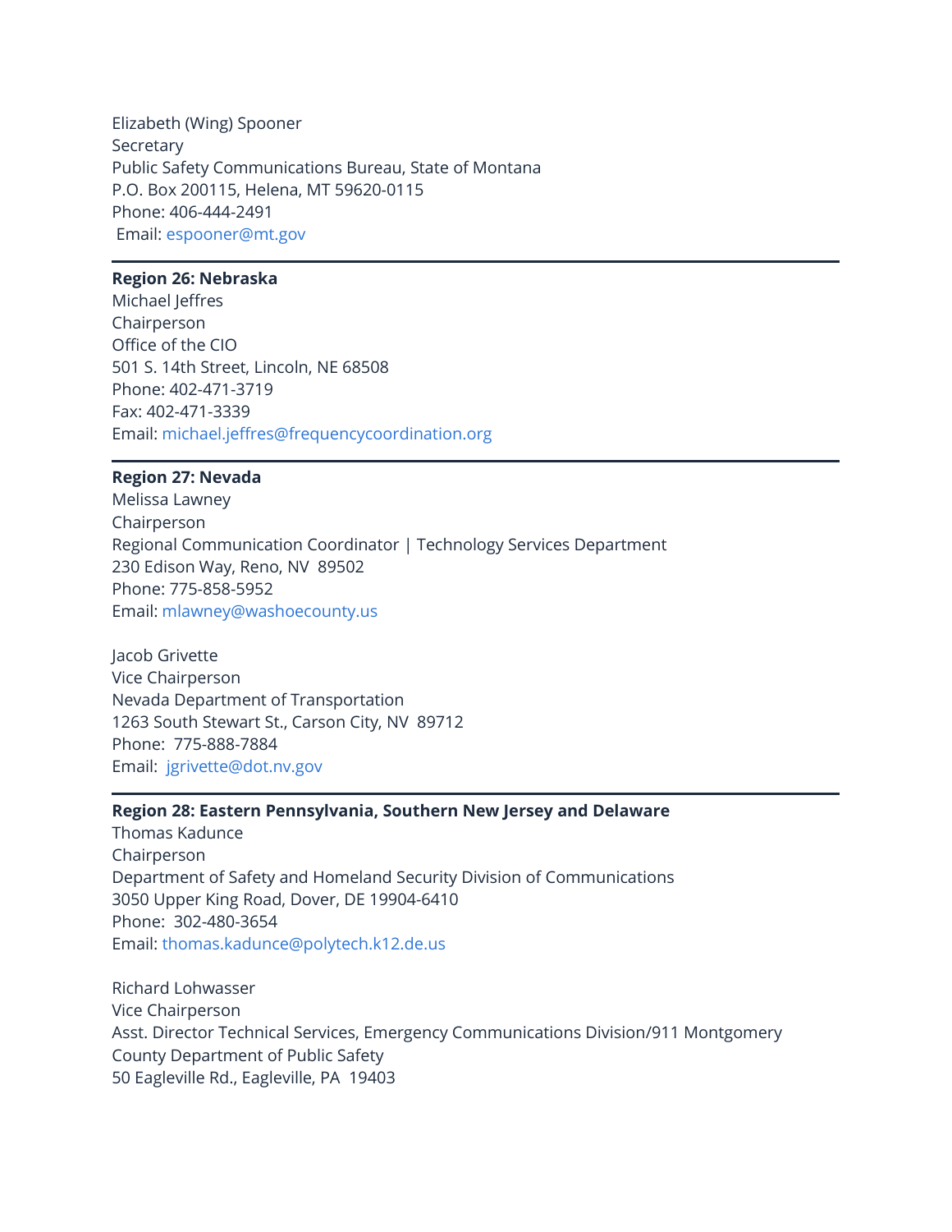Elizabeth (Wing) Spooner
Secretary
Public Safety Communications Bureau, State of Montana
P.O. Box 200115, Helena, MT 59620-0115
Phone: 406-444-2491
Email: espooner@mt.gov

---

**Region 26: Nebraska**
Michael Jeffres
Chairperson
Office of the CIO
501 S. 14th Street, Lincoln, NE 68508
Phone: 402-471-3719
Fax: 402-471-3339
Email: michael.jeffres@frequencycoordination.org

---

**Region 27: Nevada**
Melissa Lawney
Chairperson
Regional Communication Coordinator | Technology Services Department
230 Edison Way, Reno, NV 89502
Phone: 775-858-5952
Email: mlawney@washoecounty.us

Jacob Grivette
Vice Chairperson
Nevada Department of Transportation
1263 South Stewart St., Carson City, NV 89712
Phone: 775-888-7884
Email: jgrivette@dot.nv.gov

---

**Region 28: Eastern Pennsylvania, Southern New Jersey and Delaware**
Thomas Kadunce
Chairperson
Department of Safety and Homeland Security Division of Communications
3050 Upper King Road, Dover, DE 19904-6410
Phone: 302-480-3654
Email: thomas.kadunce@polytech.k12.de.us

Richard Lohwasser
Vice Chairperson
Asst. Director Technical Services, Emergency Communications Division/911 Montgomery County Department of Public Safety
50 Eagleville Rd., Eagleville, PA 19403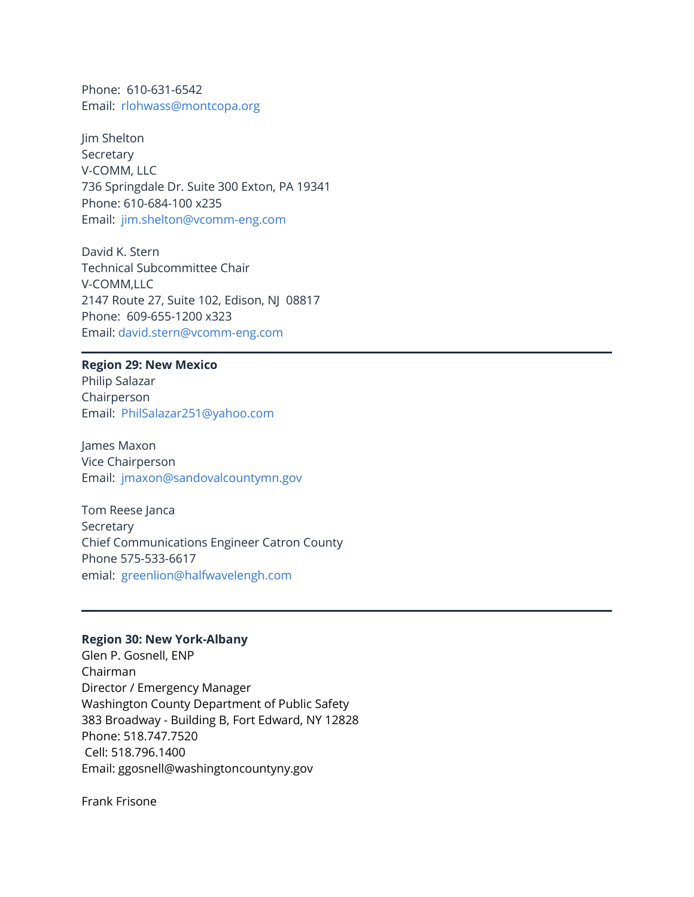Phone: 610-631-6542
Email: rlohwass@montcopa.org

Jim Shelton
Secretary
V-COMM, LLC
736 Springdale Dr. Suite 300 Exton, PA 19341
Phone: 610-684-100 x235
Email: jim.shelton@vcomm-eng.com

David K. Stern
Technical Subcommittee Chair
V-COMM,LLC
2147 Route 27, Suite 102, Edison, NJ 08817
Phone: 609-655-1200 x323
Email: david.stern@vcomm-eng.com

---

**Region 29: New Mexico**
Philip Salazar
Chairperson
Email: PhilSalazar251@yahoo.com

James Maxon
Vice Chairperson
Email: jmaxon@sandovalcountymn.gov

Tom Reese Janca
Secretary
Chief Communications Engineer Catron County
Phone 575-533-6617
emial: greenlion@halfwavelengh.com

---

**Region 30: New York-Albany**
Glen P. Gosnell, ENP
Chairman
Director / Emergency Manager
Washington County Department of Public Safety
383 Broadway - Building B, Fort Edward, NY 12828
Phone: 518.747.7520
Cell: 518.796.1400
Email: ggosnell@washingtoncountyny.gov

Frank Frisone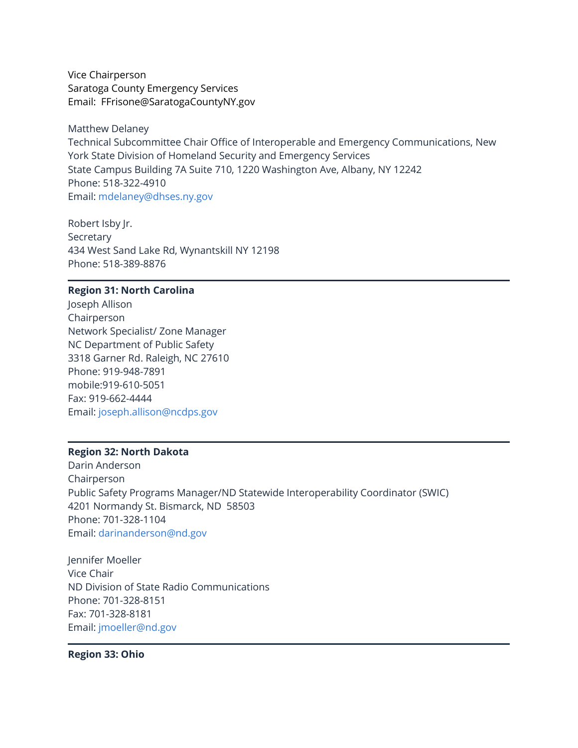Vice Chairperson
Saratoga County Emergency Services
Email: FFrisone@SaratogaCountyNY.gov

Matthew Delaney
Technical Subcommittee Chair Office of Interoperable and Emergency Communications, New York State Division of Homeland Security and Emergency Services
State Campus Building 7A Suite 710, 1220 Washington Ave, Albany, NY 12242
Phone: 518-322-4910
Email: mdelaney@dhses.ny.gov

Robert Isby Jr.
Secretary
434 West Sand Lake Rd, Wynantskill NY 12198
Phone: 518-389-8876

---

**Region 31: North Carolina**
Joseph Allison
Chairperson
Network Specialist/ Zone Manager
NC Department of Public Safety
3318 Garner Rd. Raleigh, NC 27610
Phone: 919-948-7891
mobile:919-610-5051
Fax: 919-662-4444
Email: joseph.allison@ncdps.gov

---

**Region 32: North Dakota**
Darin Anderson
Chairperson
Public Safety Programs Manager/ND Statewide Interoperability Coordinator (SWIC)
4201 Normandy St. Bismarck, ND 58503
Phone: 701-328-1104
Email: darinanderson@nd.gov

Jennifer Moeller
Vice Chair
ND Division of State Radio Communications
Phone: 701-328-8151
Fax: 701-328-8181
Email: jmoeller@nd.gov

---

**Region 33: Ohio**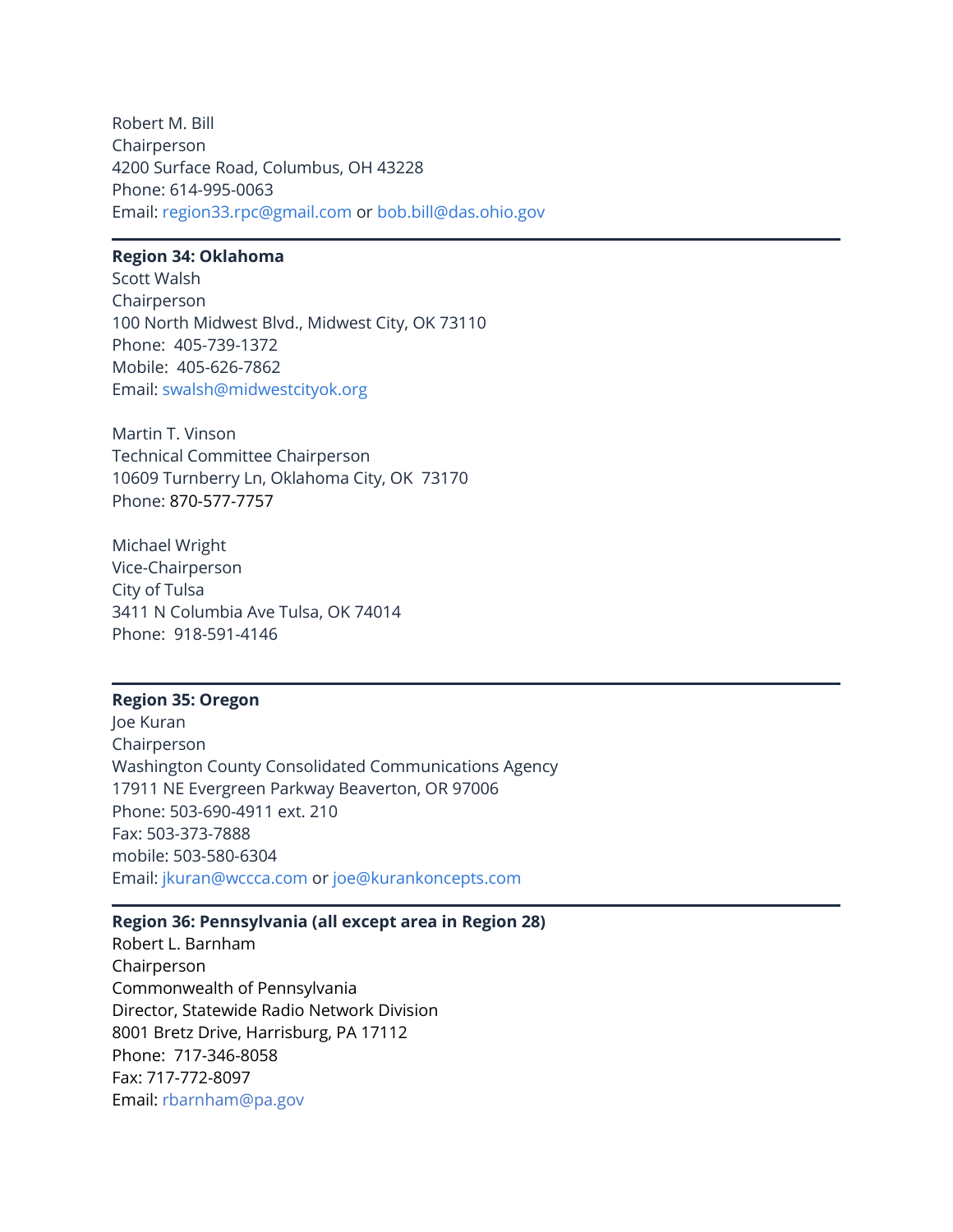Robert M. Bill
Chairperson
4200 Surface Road, Columbus, OH 43228
Phone: 614-995-0063
Email: region33.rpc@gmail.com or bob.bill@das.ohio.gov

---

**Region 34: Oklahoma**
Scott Walsh
Chairperson
100 North Midwest Blvd., Midwest City, OK 73110
Phone: 405-739-1372
Mobile: 405-626-7862
Email: swalsh@midwestcityok.org

Martin T. Vinson
Technical Committee Chairperson
10609 Turnberry Ln, Oklahoma City, OK 73170
Phone: 870-577-7757

Michael Wright
Vice-Chairperson
City of Tulsa
3411 N Columbia Ave Tulsa, OK 74014
Phone: 918-591-4146

---

**Region 35: Oregon**
Joe Kuran
Chairperson
Washington County Consolidated Communications Agency
17911 NE Evergreen Parkway Beaverton, OR 97006
Phone: 503-690-4911 ext. 210
Fax: 503-373-7888
mobile: 503-580-6304
Email: jkuran@wccca.com or joe@kurankoncepts.com

---

**Region 36: Pennsylvania (all except area in Region 28)**
Robert L. Barnham
Chairperson
Commonwealth of Pennsylvania
Director, Statewide Radio Network Division
8001 Bretz Drive, Harrisburg, PA 17112
Phone: 717-346-8058
Fax: 717-772-8097
Email: rbarnham@pa.gov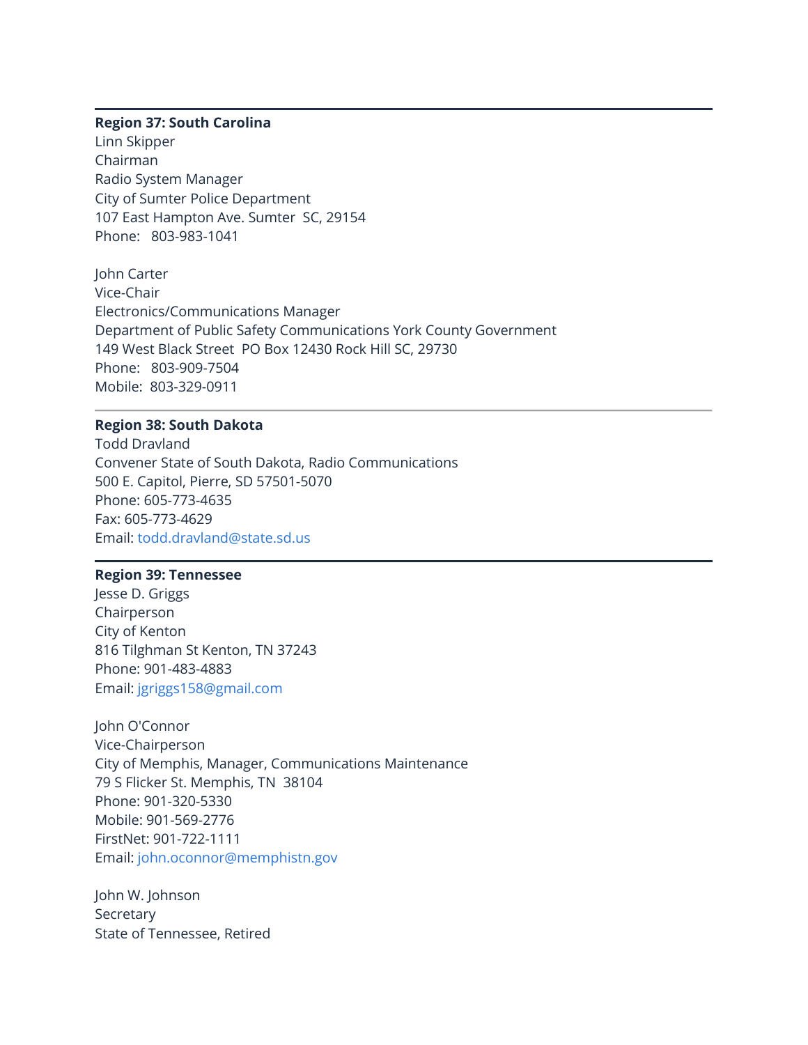**Region 37: South Carolina**

Linn Skipper  
Chairman  
Radio System Manager  
City of Sumter Police Department  
107 East Hampton Ave. Sumter SC, 29154  
Phone: 803-983-1041

John Carter  
Vice-Chair  
Electronics/Communications Manager  
Department of Public Safety Communications York County Government  
149 West Black Street PO Box 12430 Rock Hill SC, 29730  
Phone: 803-909-7504  
Mobile: 803-329-0911

---

**Region 38: South Dakota**

Todd Dravland  
Convener State of South Dakota, Radio Communications  
500 E. Capitol, Pierre, SD 57501-5070  
Phone: 605-773-4635  
Fax: 605-773-4629  
Email: todd.dravland@state.sd.us

---

**Region 39: Tennessee**

Jesse D. Griggs  
Chairperson  
City of Kenton  
816 Tilghman St Kenton, TN 37243  
Phone: 901-483-4883  
Email: jgriggs158@gmail.com

John O'Connor  
Vice-Chairperson  
City of Memphis, Manager, Communications Maintenance  
79 S Flicker St. Memphis, TN 38104  
Phone: 901-320-5330  
Mobile: 901-569-2776  
FirstNet: 901-722-1111  
Email: john.oconnor@memphistn.gov

John W. Johnson  
Secretary  
State of Tennessee, Retired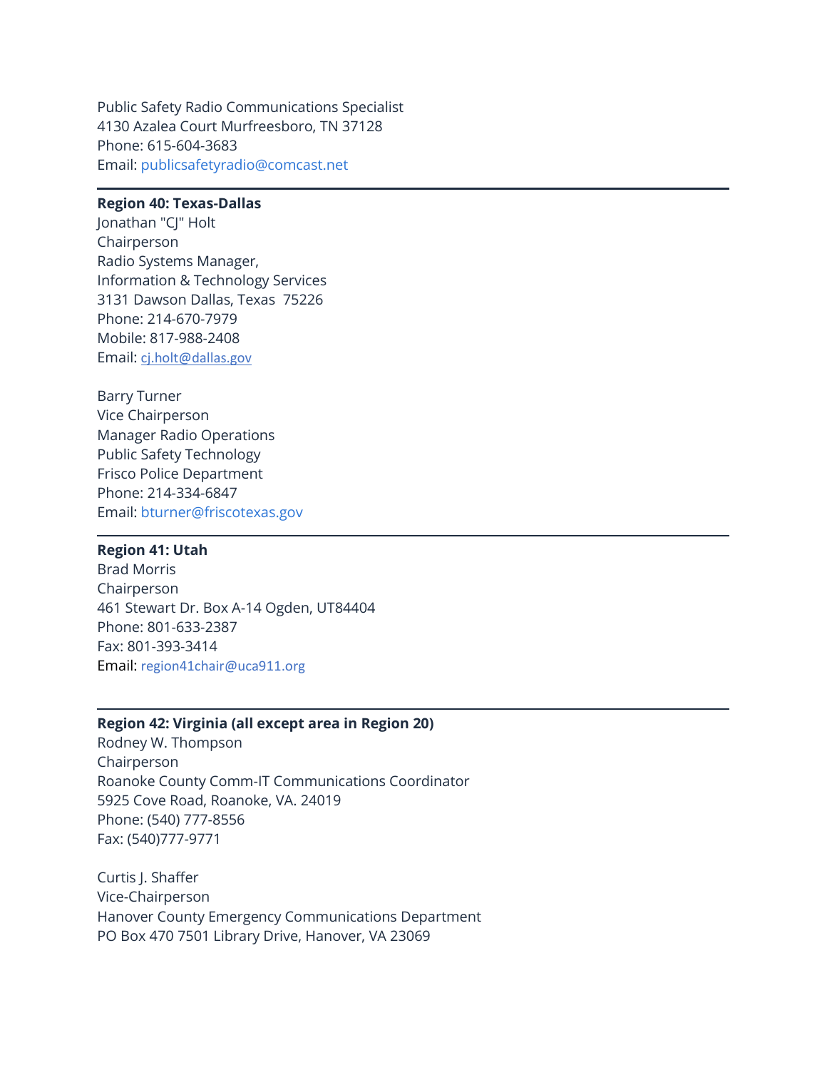Public Safety Radio Communications Specialist
4130 Azalea Court Murfreesboro, TN 37128
Phone: 615-604-3683
Email: publicsafetyradio@comcast.net

---

**Region 40: Texas-Dallas**
Jonathan "CJ" Holt
Chairperson
Radio Systems Manager,
Information & Technology Services
3131 Dawson Dallas, Texas  75226
Phone: 214-670-7979
Mobile: 817-988-2408
Email: cj.holt@dallas.gov

Barry Turner
Vice Chairperson
Manager Radio Operations
Public Safety Technology
Frisco Police Department
Phone: 214-334-6847
Email: bturner@friscotexas.gov

---

**Region 41: Utah**
Brad Morris
Chairperson
461 Stewart Dr. Box A-14 Ogden, UT84404
Phone: 801-633-2387
Fax: 801-393-3414
Email: region41chair@uca911.org

---

**Region 42: Virginia (all except area in Region 20)**
Rodney W. Thompson
Chairperson
Roanoke County Comm-IT Communications Coordinator
5925 Cove Road, Roanoke, VA. 24019
Phone: (540) 777-8556
Fax: (540)777-9771

Curtis J. Shaffer
Vice-Chairperson
Hanover County Emergency Communications Department
PO Box 470 7501 Library Drive, Hanover, VA 23069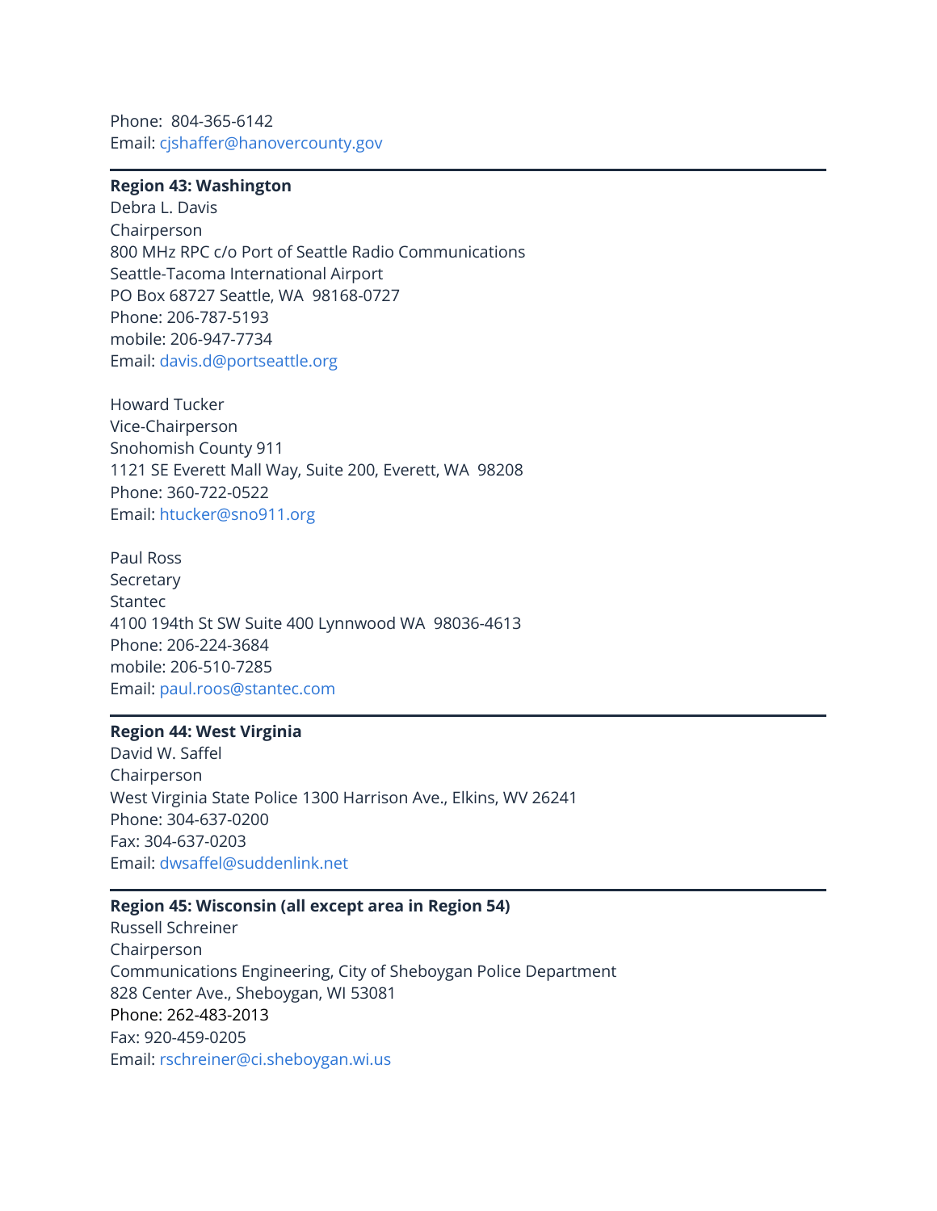Phone: 804-365-6142
Email: cjshaffer@hanovercounty.gov

---

**Region 43: Washington**
Debra L. Davis
Chairperson
800 MHz RPC c/o Port of Seattle Radio Communications
Seattle-Tacoma International Airport
PO Box 68727 Seattle, WA 98168-0727
Phone: 206-787-5193
mobile: 206-947-7734
Email: davis.d@portseattle.org

Howard Tucker
Vice-Chairperson
Snohomish County 911
1121 SE Everett Mall Way, Suite 200, Everett, WA 98208
Phone: 360-722-0522
Email: htucker@sno911.org

Paul Ross
Secretary
Stantec
4100 194th St SW Suite 400 Lynnwood WA 98036-4613
Phone: 206-224-3684
mobile: 206-510-7285
Email: paul.roos@stantec.com

---

**Region 44: West Virginia**
David W. Saffel
Chairperson
West Virginia State Police 1300 Harrison Ave., Elkins, WV 26241
Phone: 304-637-0200
Fax: 304-637-0203
Email: dwsaffel@suddenlink.net

---

**Region 45: Wisconsin (all except area in Region 54)**
Russell Schreiner
Chairperson
Communications Engineering, City of Sheboygan Police Department
828 Center Ave., Sheboygan, WI 53081
Phone: 262-483-2013
Fax: 920-459-0205
Email: rschreiner@ci.sheboygan.wi.us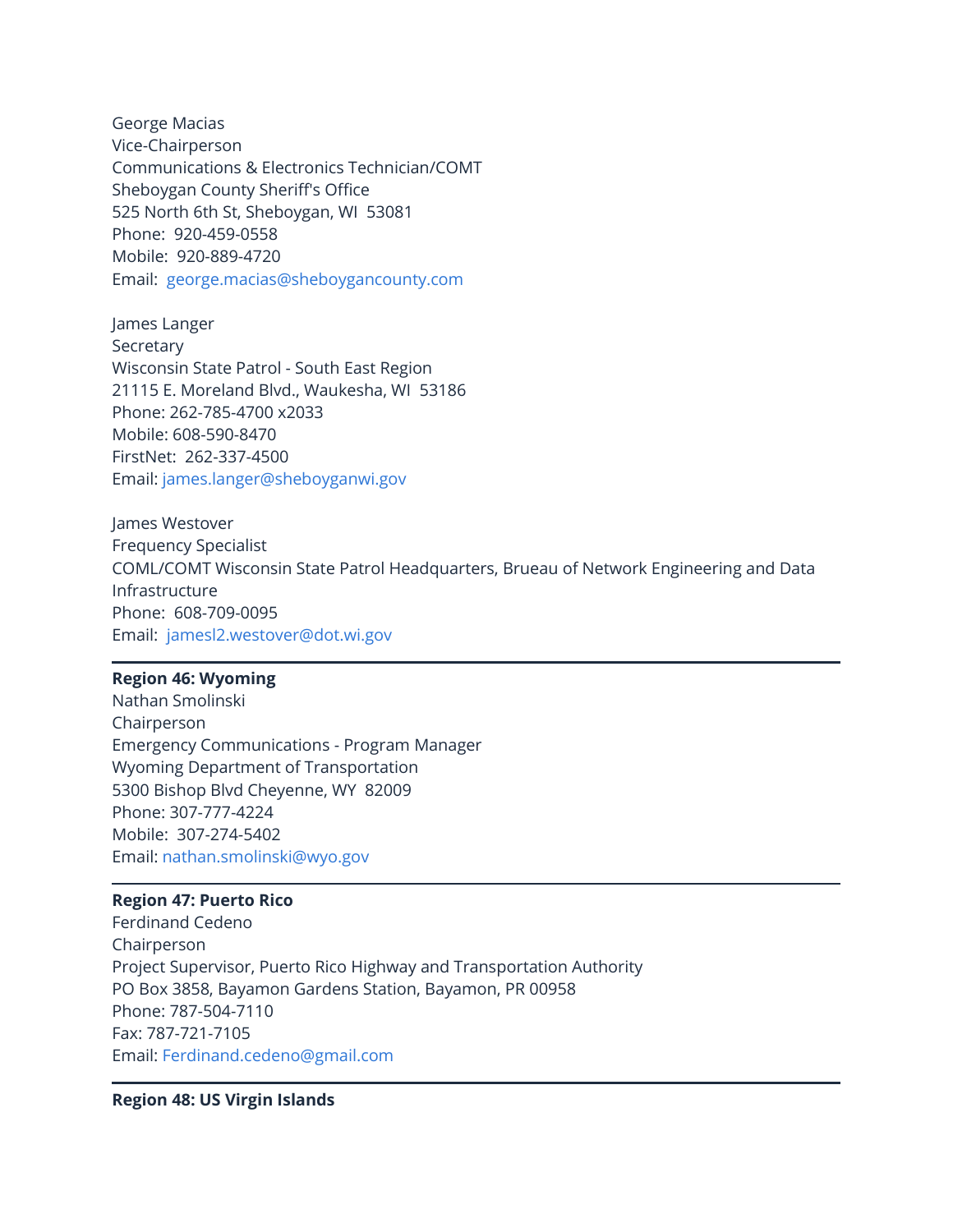George Macias
Vice-Chairperson
Communications & Electronics Technician/COMT
Sheboygan County Sheriff's Office
525 North 6th St, Sheboygan, WI  53081
Phone:  920-459-0558
Mobile:  920-889-4720
Email:  george.macias@sheboygancounty.com

James Langer
Secretary
Wisconsin State Patrol - South East Region
21115 E. Moreland Blvd., Waukesha, WI  53186
Phone: 262-785-4700 x2033
Mobile: 608-590-8470
FirstNet:  262-337-4500
Email: james.langer@sheboyganwi.gov

James Westover
Frequency Specialist
COML/COMT Wisconsin State Patrol Headquarters, Brueau of Network Engineering and Data Infrastructure
Phone:  608-709-0095
Email:  jamesl2.westover@dot.wi.gov

---

**Region 46: Wyoming**
Nathan Smolinski
Chairperson
Emergency Communications - Program Manager
Wyoming Department of Transportation
5300 Bishop Blvd Cheyenne, WY  82009
Phone: 307-777-4224
Mobile:  307-274-5402
Email: nathan.smolinski@wyo.gov

---

**Region 47: Puerto Rico**
Ferdinand Cedeno
Chairperson
Project Supervisor, Puerto Rico Highway and Transportation Authority
PO Box 3858, Bayamon Gardens Station, Bayamon, PR 00958
Phone: 787-504-7110
Fax: 787-721-7105
Email: Ferdinand.cedeno@gmail.com

---

**Region 48: US Virgin Islands**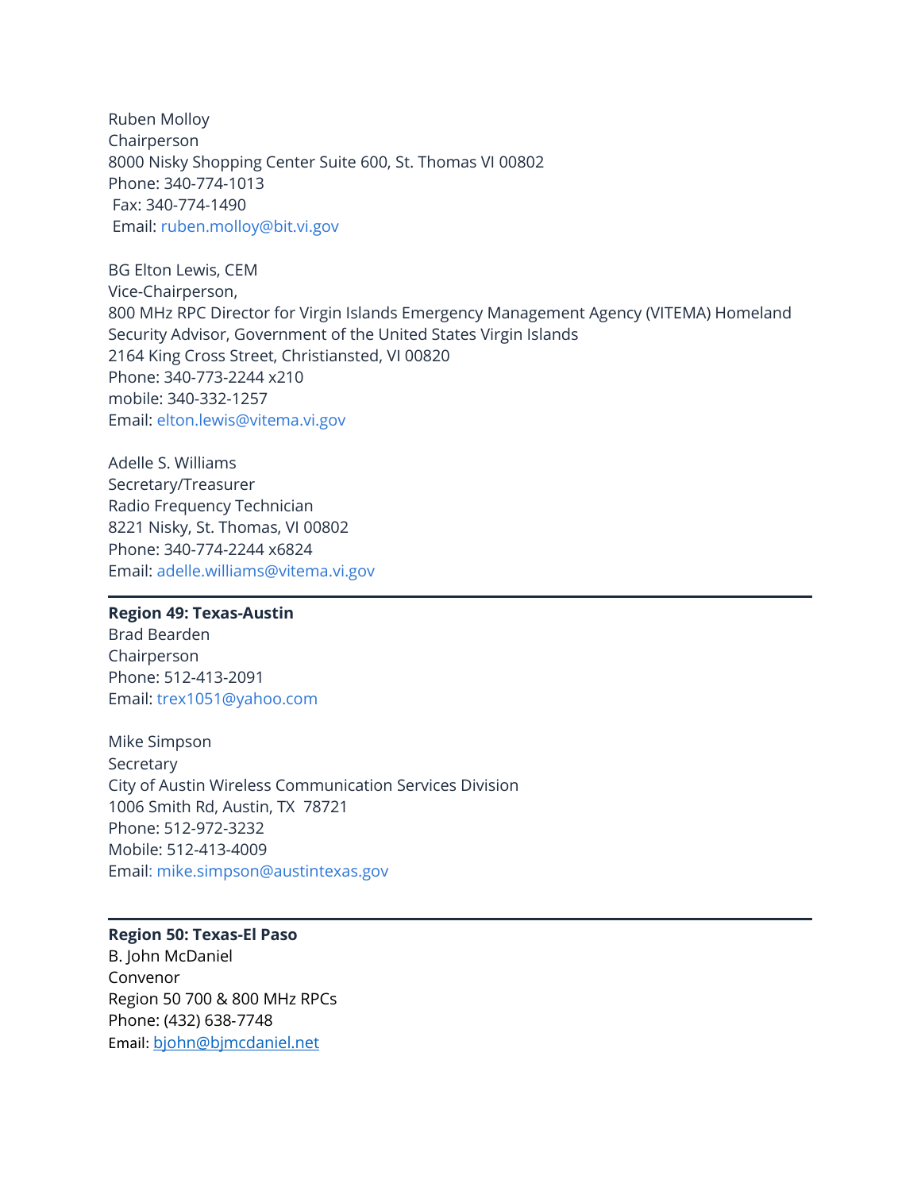Ruben Molloy
Chairperson
8000 Nisky Shopping Center Suite 600, St. Thomas VI 00802
Phone: 340-774-1013
Fax: 340-774-1490
Email: ruben.molloy@bit.vi.gov

BG Elton Lewis, CEM
Vice-Chairperson,
800 MHz RPC Director for Virgin Islands Emergency Management Agency (VITEMA) Homeland Security Advisor, Government of the United States Virgin Islands
2164 King Cross Street, Christiansted, VI 00820
Phone: 340-773-2244 x210
mobile: 340-332-1257
Email: elton.lewis@vitema.vi.gov

Adelle S. Williams
Secretary/Treasurer
Radio Frequency Technician
8221 Nisky, St. Thomas, VI 00802
Phone: 340-774-2244 x6824
Email: adelle.williams@vitema.vi.gov

---

**Region 49: Texas-Austin**
Brad Bearden
Chairperson
Phone: 512-413-2091
Email: trex1051@yahoo.com

Mike Simpson
Secretary
City of Austin Wireless Communication Services Division
1006 Smith Rd, Austin, TX 78721
Phone: 512-972-3232
Mobile: 512-413-4009
Email: mike.simpson@austintexas.gov

---

**Region 50: Texas-El Paso**
B. John McDaniel
Convenor
Region 50 700 & 800 MHz RPCs
Phone: (432) 638-7748
Email: bjohn@bjmcdaniel.net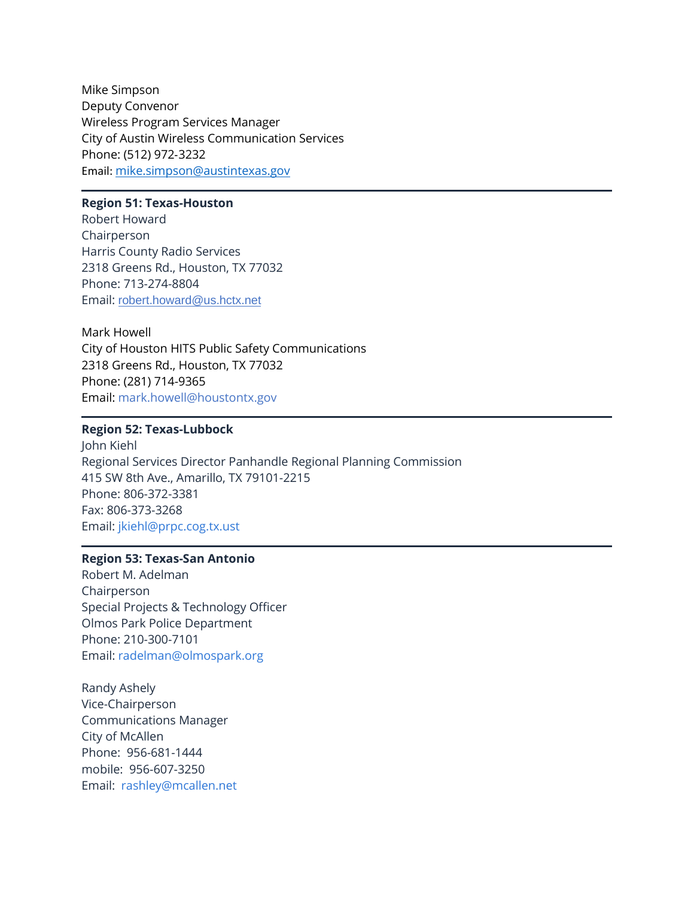Mike Simpson
Deputy Convenor
Wireless Program Services Manager
City of Austin Wireless Communication Services
Phone: (512) 972-3232
Email: mike.simpson@austintexas.gov

---

**Region 51: Texas-Houston**
Robert Howard
Chairperson
Harris County Radio Services
2318 Greens Rd., Houston, TX 77032
Phone: 713-274-8804
Email: robert.howard@us.hctx.net

Mark Howell
City of Houston HITS Public Safety Communications
2318 Greens Rd., Houston, TX 77032
Phone: (281) 714-9365
Email: mark.howell@houstontx.gov

---

**Region 52: Texas-Lubbock**
John Kiehl
Regional Services Director Panhandle Regional Planning Commission
415 SW 8th Ave., Amarillo, TX 79101-2215
Phone: 806-372-3381
Fax: 806-373-3268
Email: jkiehl@prpc.cog.tx.ust

---

**Region 53: Texas-San Antonio**
Robert M. Adelman
Chairperson
Special Projects & Technology Officer
Olmos Park Police Department
Phone: 210-300-7101
Email: radelman@olmospark.org

Randy Ashely
Vice-Chairperson
Communications Manager
City of McAllen
Phone: 956-681-1444
mobile: 956-607-3250
Email: rashley@mcallen.net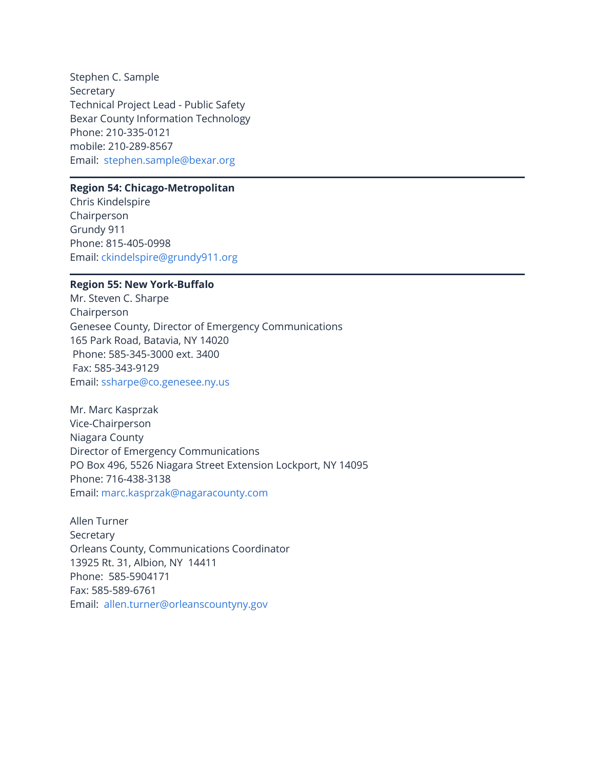Stephen C. Sample
Secretary
Technical Project Lead - Public Safety
Bexar County Information Technology
Phone: 210-335-0121
mobile: 210-289-8567
Email: stephen.sample@bexar.org

---

**Region 54: Chicago-Metropolitan**
Chris Kindelspire
Chairperson
Grundy 911
Phone: 815-405-0998
Email: ckindelspire@grundy911.org

---

**Region 55: New York-Buffalo**
Mr. Steven C. Sharpe
Chairperson
Genesee County, Director of Emergency Communications
165 Park Road, Batavia, NY 14020
Phone: 585-345-3000 ext. 3400
Fax: 585-343-9129
Email: ssharpe@co.genesee.ny.us

Mr. Marc Kasprzak
Vice-Chairperson
Niagara County
Director of Emergency Communications
PO Box 496, 5526 Niagara Street Extension Lockport, NY 14095
Phone: 716-438-3138
Email: marc.kasprzak@nagaracounty.com

Allen Turner
Secretary
Orleans County, Communications Coordinator
13925 Rt. 31, Albion, NY 14411
Phone: 585-5904171
Fax: 585-589-6761
Email: allen.turner@orleanscountyny.gov